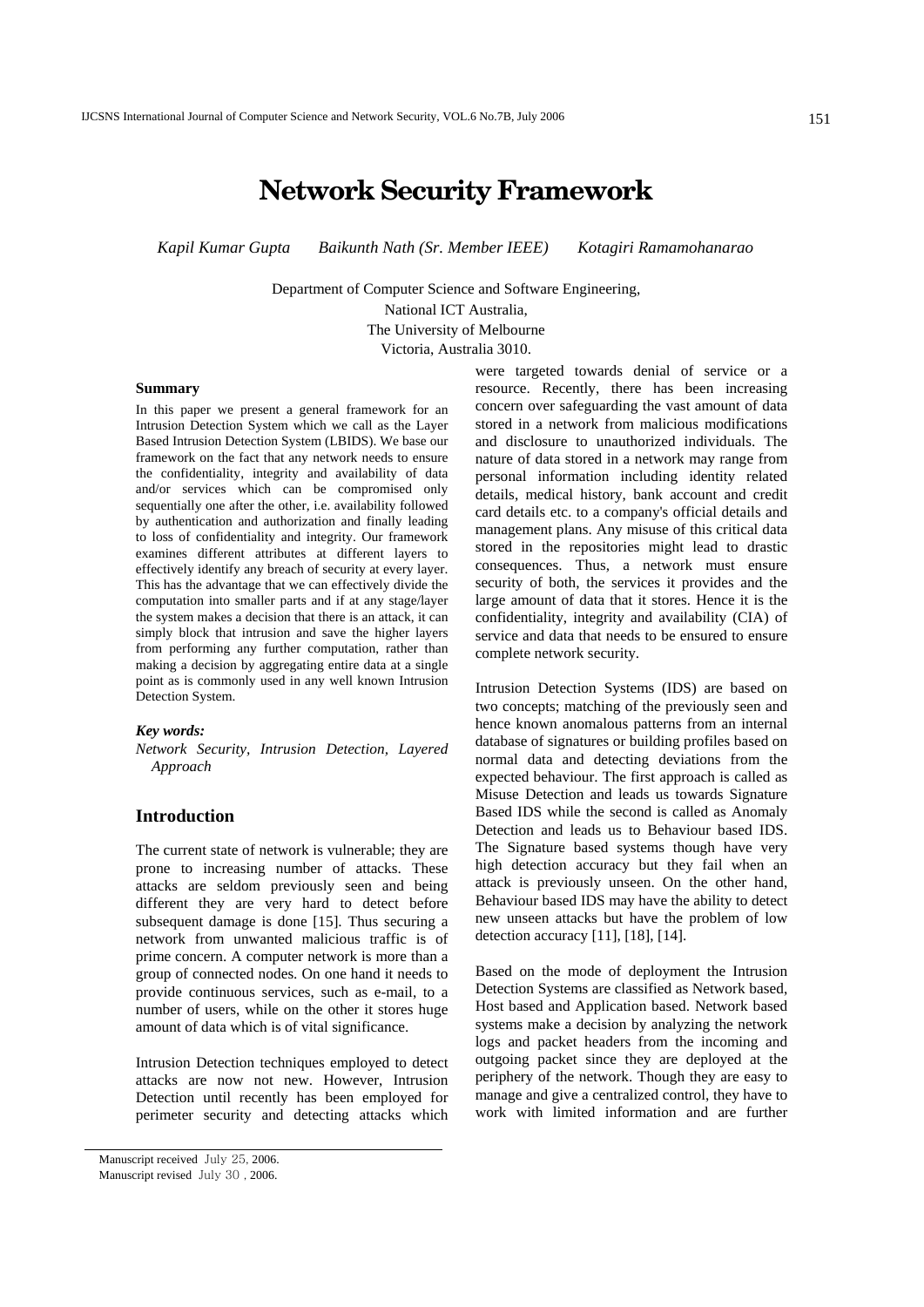# Network Security Framework

*Kapil Kumar Gupta    Baikunth Nath (Sr. Member IEEE)    Kotagiri Ramamohanarao*

Department of Computer Science and Software Engineering,
National ICT Australia,
The University of Melbourne
Victoria, Australia 3010.

**Summary**

In this paper we present a general framework for an Intrusion Detection System which we call as the Layer Based Intrusion Detection System (LBIDS). We base our framework on the fact that any network needs to ensure the confidentiality, integrity and availability of data and/or services which can be compromised only sequentially one after the other, i.e. availability followed by authentication and authorization and finally leading to loss of confidentiality and integrity. Our framework examines different attributes at different layers to effectively identify any breach of security at every layer. This has the advantage that we can effectively divide the computation into smaller parts and if at any stage/layer the system makes a decision that there is an attack, it can simply block that intrusion and save the higher layers from performing any further computation, rather than making a decision by aggregating entire data at a single point as is commonly used in any well known Intrusion Detection System.

***Key words:***

*Network Security, Intrusion Detection, Layered Approach*

## Introduction

The current state of network is vulnerable; they are prone to increasing number of attacks. These attacks are seldom previously seen and being different they are very hard to detect before subsequent damage is done [15]. Thus securing a network from unwanted malicious traffic is of prime concern. A computer network is more than a group of connected nodes. On one hand it needs to provide continuous services, such as e-mail, to a number of users, while on the other it stores huge amount of data which is of vital significance.

Intrusion Detection techniques employed to detect attacks are now not new. However, Intrusion Detection until recently has been employed for perimeter security and detecting attacks which were targeted towards denial of service or a resource. Recently, there has been increasing concern over safeguarding the vast amount of data stored in a network from malicious modifications and disclosure to unauthorized individuals. The nature of data stored in a network may range from personal information including identity related details, medical history, bank account and credit card details etc. to a company's official details and management plans. Any misuse of this critical data stored in the repositories might lead to drastic consequences. Thus, a network must ensure security of both, the services it provides and the large amount of data that it stores. Hence it is the confidentiality, integrity and availability (CIA) of service and data that needs to be ensured to ensure complete network security.

Intrusion Detection Systems (IDS) are based on two concepts; matching of the previously seen and hence known anomalous patterns from an internal database of signatures or building profiles based on normal data and detecting deviations from the expected behaviour. The first approach is called as Misuse Detection and leads us towards Signature Based IDS while the second is called as Anomaly Detection and leads us to Behaviour based IDS. The Signature based systems though have very high detection accuracy but they fail when an attack is previously unseen. On the other hand, Behaviour based IDS may have the ability to detect new unseen attacks but have the problem of low detection accuracy [11], [18], [14].

Based on the mode of deployment the Intrusion Detection Systems are classified as Network based, Host based and Application based. Network based systems make a decision by analyzing the network logs and packet headers from the incoming and outgoing packet since they are deployed at the periphery of the network. Though they are easy to manage and give a centralized control, they have to work with limited information and are further

Manuscript received July 25, 2006.
Manuscript revised July 30 , 2006.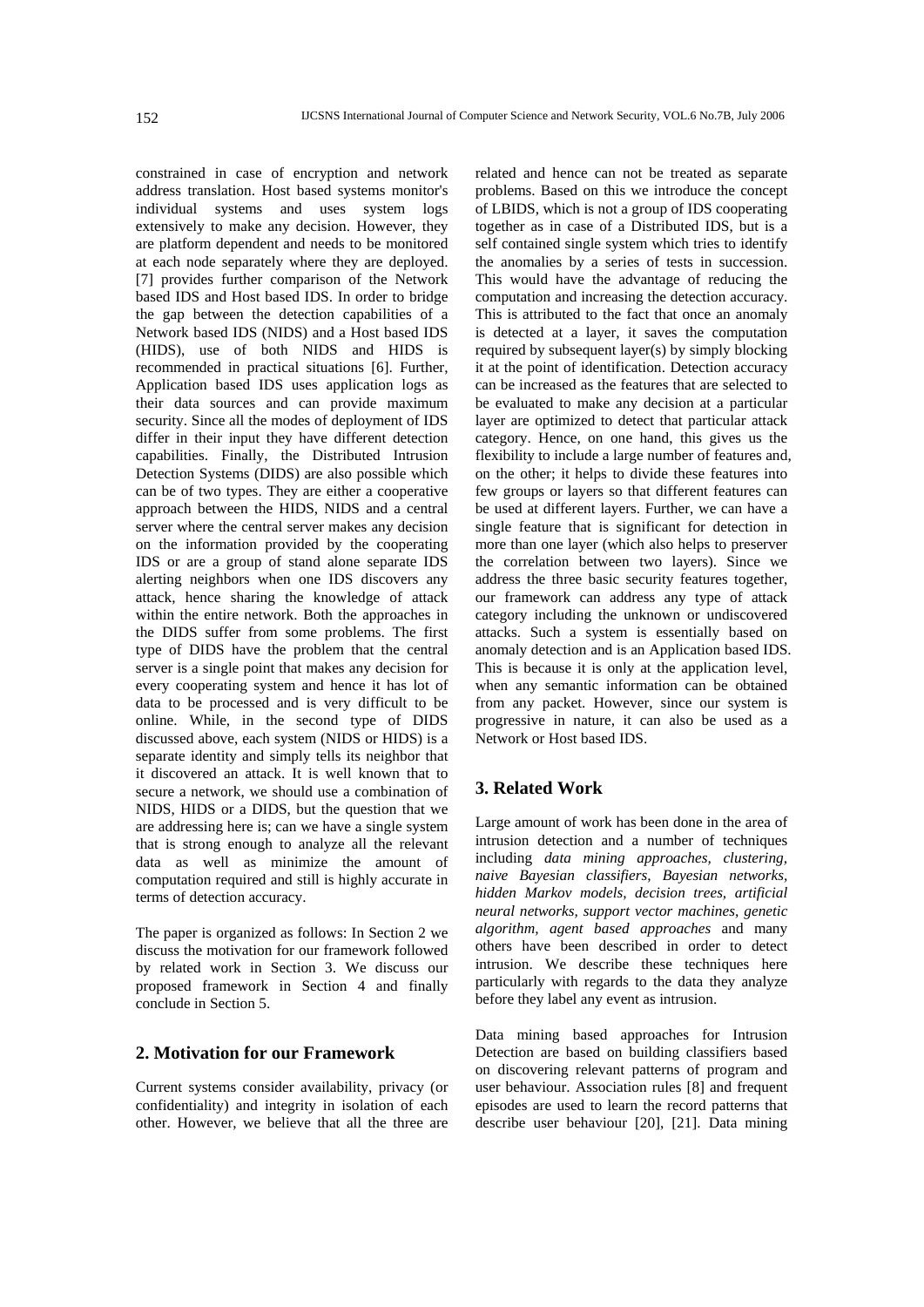constrained in case of encryption and network address translation. Host based systems monitor's individual systems and uses system logs extensively to make any decision. However, they are platform dependent and needs to be monitored at each node separately where they are deployed. [7] provides further comparison of the Network based IDS and Host based IDS. In order to bridge the gap between the detection capabilities of a Network based IDS (NIDS) and a Host based IDS (HIDS), use of both NIDS and HIDS is recommended in practical situations [6]. Further, Application based IDS uses application logs as their data sources and can provide maximum security. Since all the modes of deployment of IDS differ in their input they have different detection capabilities. Finally, the Distributed Intrusion Detection Systems (DIDS) are also possible which can be of two types. They are either a cooperative approach between the HIDS, NIDS and a central server where the central server makes any decision on the information provided by the cooperating IDS or are a group of stand alone separate IDS alerting neighbors when one IDS discovers any attack, hence sharing the knowledge of attack within the entire network. Both the approaches in the DIDS suffer from some problems. The first type of DIDS have the problem that the central server is a single point that makes any decision for every cooperating system and hence it has lot of data to be processed and is very difficult to be online. While, in the second type of DIDS discussed above, each system (NIDS or HIDS) is a separate identity and simply tells its neighbor that it discovered an attack. It is well known that to secure a network, we should use a combination of NIDS, HIDS or a DIDS, but the question that we are addressing here is; can we have a single system that is strong enough to analyze all the relevant data as well as minimize the amount of computation required and still is highly accurate in terms of detection accuracy.

The paper is organized as follows: In Section 2 we discuss the motivation for our framework followed by related work in Section 3. We discuss our proposed framework in Section 4 and finally conclude in Section 5.

## 2. Motivation for our Framework

Current systems consider availability, privacy (or confidentiality) and integrity in isolation of each other. However, we believe that all the three are related and hence can not be treated as separate problems. Based on this we introduce the concept of LBIDS, which is not a group of IDS cooperating together as in case of a Distributed IDS, but is a self contained single system which tries to identify the anomalies by a series of tests in succession. This would have the advantage of reducing the computation and increasing the detection accuracy. This is attributed to the fact that once an anomaly is detected at a layer, it saves the computation required by subsequent layer(s) by simply blocking it at the point of identification. Detection accuracy can be increased as the features that are selected to be evaluated to make any decision at a particular layer are optimized to detect that particular attack category. Hence, on one hand, this gives us the flexibility to include a large number of features and, on the other; it helps to divide these features into few groups or layers so that different features can be used at different layers. Further, we can have a single feature that is significant for detection in more than one layer (which also helps to preserver the correlation between two layers). Since we address the three basic security features together, our framework can address any type of attack category including the unknown or undiscovered attacks. Such a system is essentially based on anomaly detection and is an Application based IDS. This is because it is only at the application level, when any semantic information can be obtained from any packet. However, since our system is progressive in nature, it can also be used as a Network or Host based IDS.

## 3. Related Work

Large amount of work has been done in the area of intrusion detection and a number of techniques including *data mining approaches, clustering, naive Bayesian classifiers, Bayesian networks, hidden Markov models, decision trees, artificial neural networks, support vector machines, genetic algorithm, agent based approaches* and many others have been described in order to detect intrusion. We describe these techniques here particularly with regards to the data they analyze before they label any event as intrusion.

Data mining based approaches for Intrusion Detection are based on building classifiers based on discovering relevant patterns of program and user behaviour. Association rules [8] and frequent episodes are used to learn the record patterns that describe user behaviour [20], [21]. Data mining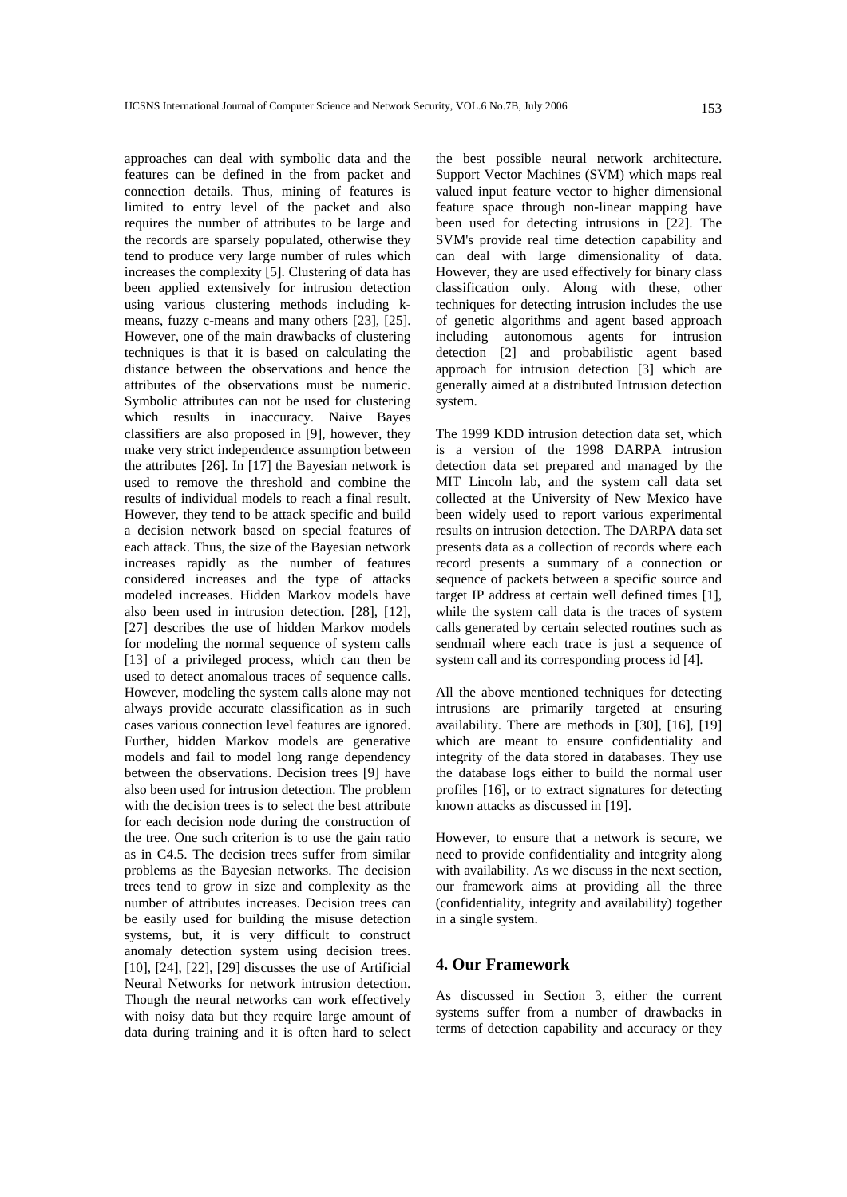approaches can deal with symbolic data and the features can be defined in the from packet and connection details. Thus, mining of features is limited to entry level of the packet and also requires the number of attributes to be large and the records are sparsely populated, otherwise they tend to produce very large number of rules which increases the complexity [5]. Clustering of data has been applied extensively for intrusion detection using various clustering methods including k-means, fuzzy c-means and many others [23], [25]. However, one of the main drawbacks of clustering techniques is that it is based on calculating the distance between the observations and hence the attributes of the observations must be numeric. Symbolic attributes can not be used for clustering which results in inaccuracy. Naive Bayes classifiers are also proposed in [9], however, they make very strict independence assumption between the attributes [26]. In [17] the Bayesian network is used to remove the threshold and combine the results of individual models to reach a final result. However, they tend to be attack specific and build a decision network based on special features of each attack. Thus, the size of the Bayesian network increases rapidly as the number of features considered increases and the type of attacks modeled increases. Hidden Markov models have also been used in intrusion detection. [28], [12], [27] describes the use of hidden Markov models for modeling the normal sequence of system calls [13] of a privileged process, which can then be used to detect anomalous traces of sequence calls. However, modeling the system calls alone may not always provide accurate classification as in such cases various connection level features are ignored. Further, hidden Markov models are generative models and fail to model long range dependency between the observations. Decision trees [9] have also been used for intrusion detection. The problem with the decision trees is to select the best attribute for each decision node during the construction of the tree. One such criterion is to use the gain ratio as in C4.5. The decision trees suffer from similar problems as the Bayesian networks. The decision trees tend to grow in size and complexity as the number of attributes increases. Decision trees can be easily used for building the misuse detection systems, but, it is very difficult to construct anomaly detection system using decision trees. [10], [24], [22], [29] discusses the use of Artificial Neural Networks for network intrusion detection. Though the neural networks can work effectively with noisy data but they require large amount of data during training and it is often hard to select the best possible neural network architecture. Support Vector Machines (SVM) which maps real valued input feature vector to higher dimensional feature space through non-linear mapping have been used for detecting intrusions in [22]. The SVM's provide real time detection capability and can deal with large dimensionality of data. However, they are used effectively for binary class classification only. Along with these, other techniques for detecting intrusion includes the use of genetic algorithms and agent based approach including autonomous agents for intrusion detection [2] and probabilistic agent based approach for intrusion detection [3] which are generally aimed at a distributed Intrusion detection system.

The 1999 KDD intrusion detection data set, which is a version of the 1998 DARPA intrusion detection data set prepared and managed by the MIT Lincoln lab, and the system call data set collected at the University of New Mexico have been widely used to report various experimental results on intrusion detection. The DARPA data set presents data as a collection of records where each record presents a summary of a connection or sequence of packets between a specific source and target IP address at certain well defined times [1], while the system call data is the traces of system calls generated by certain selected routines such as sendmail where each trace is just a sequence of system call and its corresponding process id [4].

All the above mentioned techniques for detecting intrusions are primarily targeted at ensuring availability. There are methods in [30], [16], [19] which are meant to ensure confidentiality and integrity of the data stored in databases. They use the database logs either to build the normal user profiles [16], or to extract signatures for detecting known attacks as discussed in [19].

However, to ensure that a network is secure, we need to provide confidentiality and integrity along with availability. As we discuss in the next section, our framework aims at providing all the three (confidentiality, integrity and availability) together in a single system.

## 4. Our Framework

As discussed in Section 3, either the current systems suffer from a number of drawbacks in terms of detection capability and accuracy or they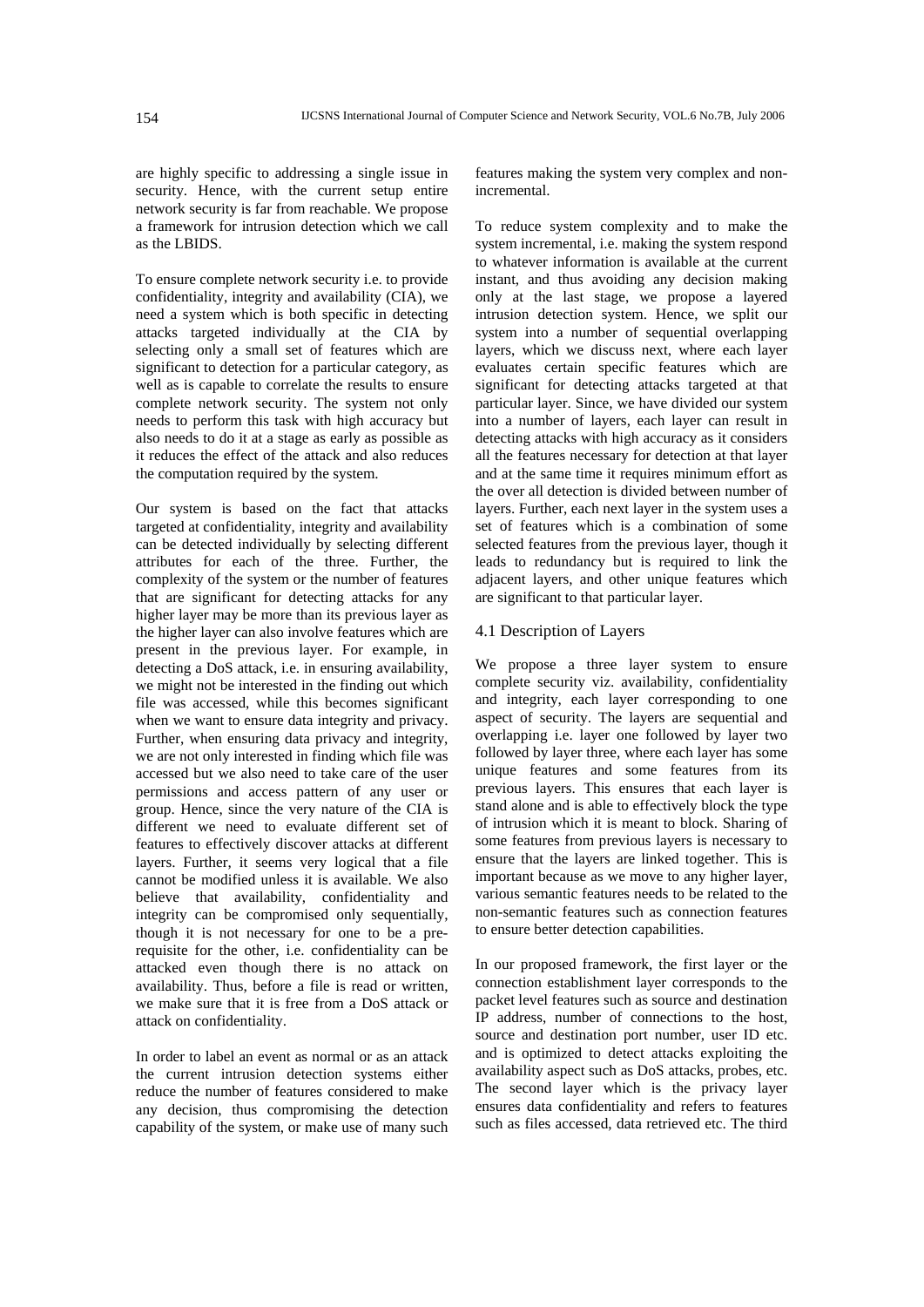are highly specific to addressing a single issue in security. Hence, with the current setup entire network security is far from reachable. We propose a framework for intrusion detection which we call as the LBIDS.

To ensure complete network security i.e. to provide confidentiality, integrity and availability (CIA), we need a system which is both specific in detecting attacks targeted individually at the CIA by selecting only a small set of features which are significant to detection for a particular category, as well as is capable to correlate the results to ensure complete network security. The system not only needs to perform this task with high accuracy but also needs to do it at a stage as early as possible as it reduces the effect of the attack and also reduces the computation required by the system.

Our system is based on the fact that attacks targeted at confidentiality, integrity and availability can be detected individually by selecting different attributes for each of the three. Further, the complexity of the system or the number of features that are significant for detecting attacks for any higher layer may be more than its previous layer as the higher layer can also involve features which are present in the previous layer. For example, in detecting a DoS attack, i.e. in ensuring availability, we might not be interested in the finding out which file was accessed, while this becomes significant when we want to ensure data integrity and privacy. Further, when ensuring data privacy and integrity, we are not only interested in finding which file was accessed but we also need to take care of the user permissions and access pattern of any user or group. Hence, since the very nature of the CIA is different we need to evaluate different set of features to effectively discover attacks at different layers. Further, it seems very logical that a file cannot be modified unless it is available. We also believe that availability, confidentiality and integrity can be compromised only sequentially, though it is not necessary for one to be a pre-requisite for the other, i.e. confidentiality can be attacked even though there is no attack on availability. Thus, before a file is read or written, we make sure that it is free from a DoS attack or attack on confidentiality.

In order to label an event as normal or as an attack the current intrusion detection systems either reduce the number of features considered to make any decision, thus compromising the detection capability of the system, or make use of many such features making the system very complex and non-incremental.

To reduce system complexity and to make the system incremental, i.e. making the system respond to whatever information is available at the current instant, and thus avoiding any decision making only at the last stage, we propose a layered intrusion detection system. Hence, we split our system into a number of sequential overlapping layers, which we discuss next, where each layer evaluates certain specific features which are significant for detecting attacks targeted at that particular layer. Since, we have divided our system into a number of layers, each layer can result in detecting attacks with high accuracy as it considers all the features necessary for detection at that layer and at the same time it requires minimum effort as the over all detection is divided between number of layers. Further, each next layer in the system uses a set of features which is a combination of some selected features from the previous layer, though it leads to redundancy but is required to link the adjacent layers, and other unique features which are significant to that particular layer.

### 4.1 Description of Layers

We propose a three layer system to ensure complete security viz. availability, confidentiality and integrity, each layer corresponding to one aspect of security. The layers are sequential and overlapping i.e. layer one followed by layer two followed by layer three, where each layer has some unique features and some features from its previous layers. This ensures that each layer is stand alone and is able to effectively block the type of intrusion which it is meant to block. Sharing of some features from previous layers is necessary to ensure that the layers are linked together. This is important because as we move to any higher layer, various semantic features needs to be related to the non-semantic features such as connection features to ensure better detection capabilities.

In our proposed framework, the first layer or the connection establishment layer corresponds to the packet level features such as source and destination IP address, number of connections to the host, source and destination port number, user ID etc. and is optimized to detect attacks exploiting the availability aspect such as DoS attacks, probes, etc. The second layer which is the privacy layer ensures data confidentiality and refers to features such as files accessed, data retrieved etc. The third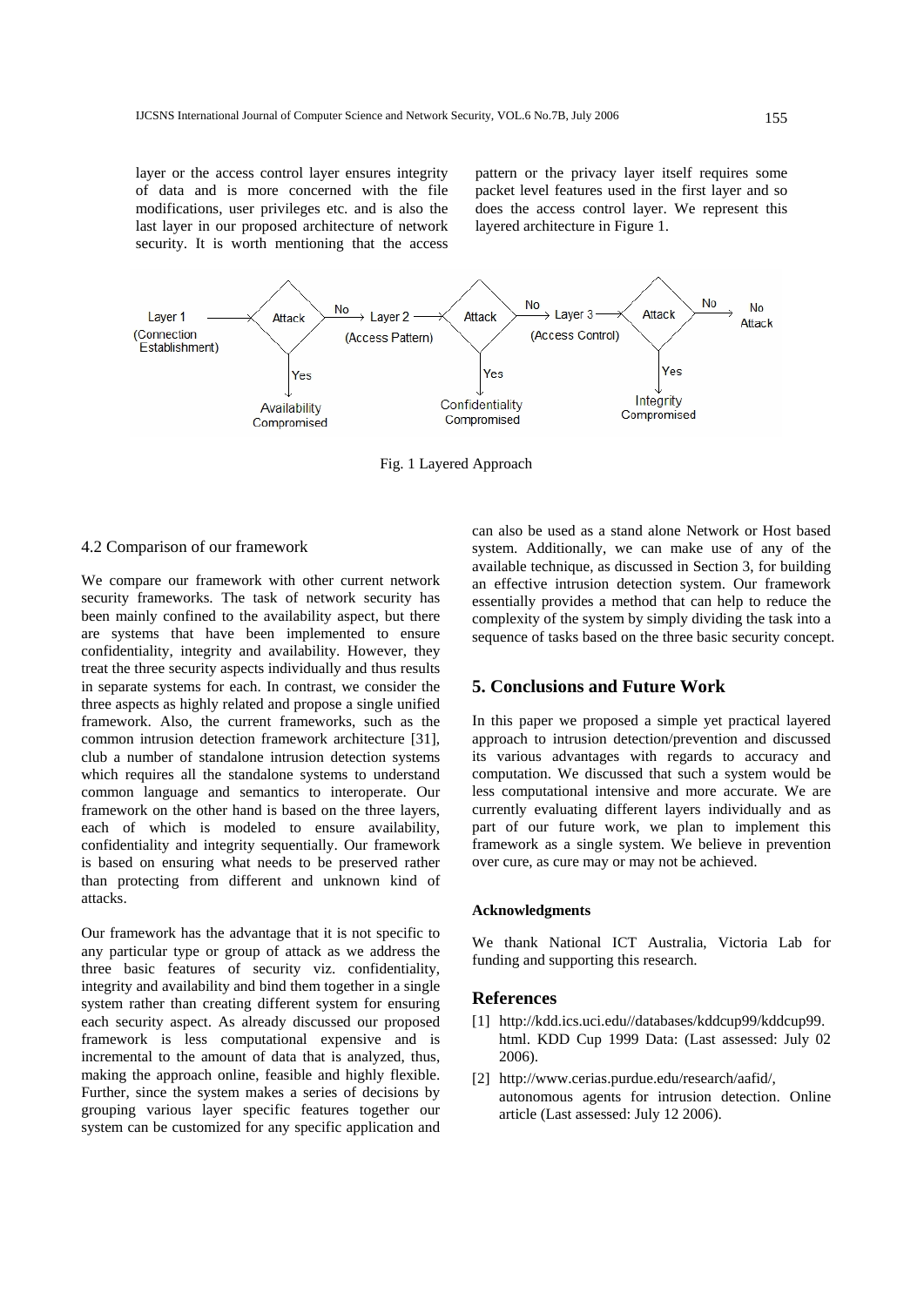layer or the access control layer ensures integrity of data and is more concerned with the file modifications, user privileges etc. and is also the last layer in our proposed architecture of network security. It is worth mentioning that the access pattern or the privacy layer itself requires some packet level features used in the first layer and so does the access control layer. We represent this layered architecture in Figure 1.

Fig. 1 Layered Approach

### 4.2 Comparison of our framework

We compare our framework with other current network security frameworks. The task of network security has been mainly confined to the availability aspect, but there are systems that have been implemented to ensure confidentiality, integrity and availability. However, they treat the three security aspects individually and thus results in separate systems for each. In contrast, we consider the three aspects as highly related and propose a single unified framework. Also, the current frameworks, such as the common intrusion detection framework architecture [31], club a number of standalone intrusion detection systems which requires all the standalone systems to understand common language and semantics to interoperate. Our framework on the other hand is based on the three layers, each of which is modeled to ensure availability, confidentiality and integrity sequentially. Our framework is based on ensuring what needs to be preserved rather than protecting from different and unknown kind of attacks.

Our framework has the advantage that it is not specific to any particular type or group of attack as we address the three basic features of security viz. confidentiality, integrity and availability and bind them together in a single system rather than creating different system for ensuring each security aspect. As already discussed our proposed framework is less computational expensive and is incremental to the amount of data that is analyzed, thus, making the approach online, feasible and highly flexible. Further, since the system makes a series of decisions by grouping various layer specific features together our system can be customized for any specific application and can also be used as a stand alone Network or Host based system. Additionally, we can make use of any of the available technique, as discussed in Section 3, for building an effective intrusion detection system. Our framework essentially provides a method that can help to reduce the complexity of the system by simply dividing the task into a sequence of tasks based on the three basic security concept.

## 5. Conclusions and Future Work

In this paper we proposed a simple yet practical layered approach to intrusion detection/prevention and discussed its various advantages with regards to accuracy and computation. We discussed that such a system would be less computational intensive and more accurate. We are currently evaluating different layers individually and as part of our future work, we plan to implement this framework as a single system. We believe in prevention over cure, as cure may or may not be achieved.

#### Acknowledgments

We thank National ICT Australia, Victoria Lab for funding and supporting this research.

## References

[1] http://kdd.ics.uci.edu//databases/kddcup99/kddcup99.html. KDD Cup 1999 Data: (Last assessed: July 02 2006).

[2] http://www.cerias.purdue.edu/research/aafid/, autonomous agents for intrusion detection. Online article (Last assessed: July 12 2006).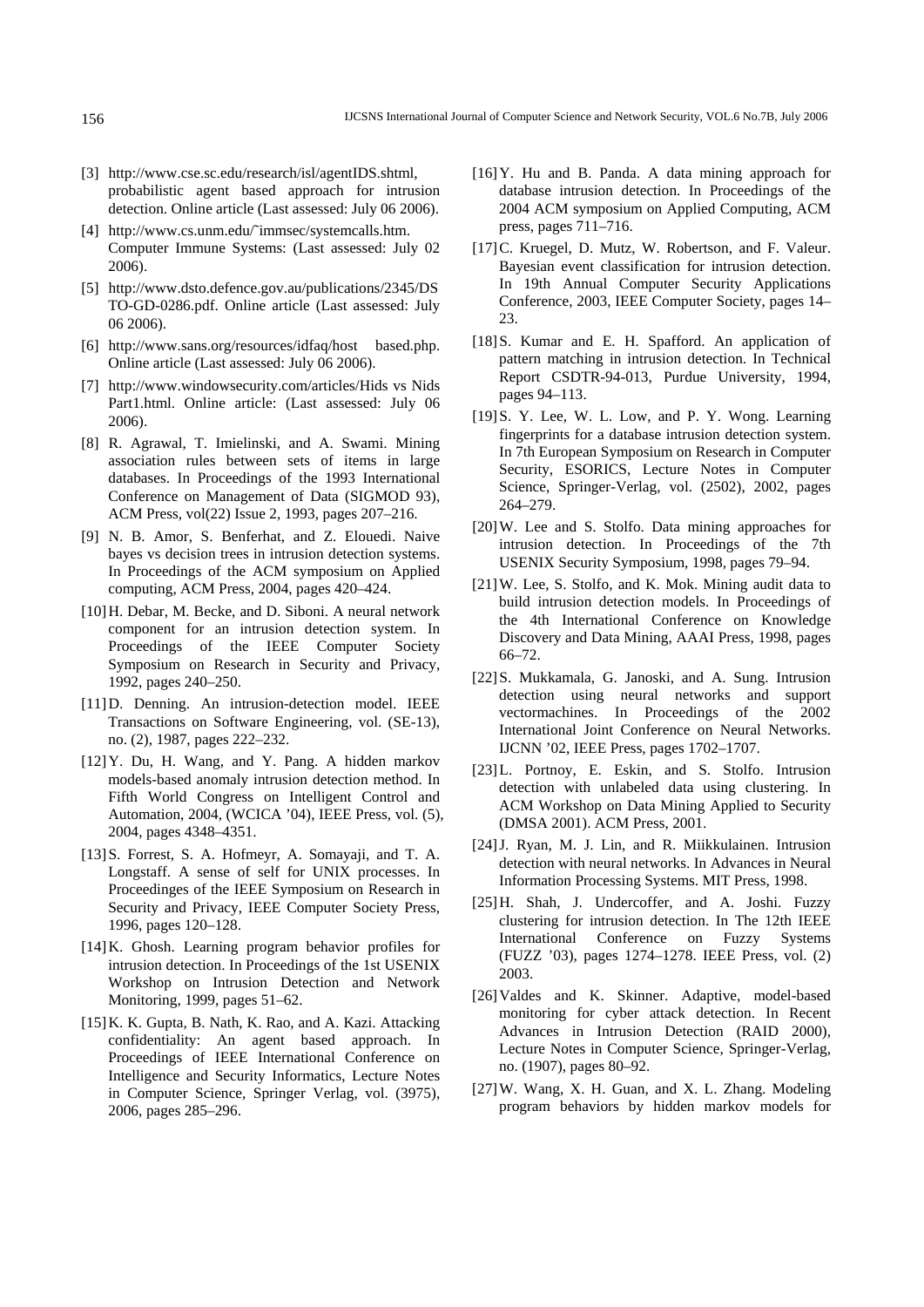[3] http://www.cse.sc.edu/research/isl/agentIDS.shtml, probabilistic agent based approach for intrusion detection. Online article (Last assessed: July 06 2006).

[4] http://www.cs.unm.edu/˜immsec/systemcalls.htm. Computer Immune Systems: (Last assessed: July 02 2006).

[5] http://www.dsto.defence.gov.au/publications/2345/DSTO-GD-0286.pdf. Online article (Last assessed: July 06 2006).

[6] http://www.sans.org/resources/idfaq/host based.php. Online article (Last assessed: July 06 2006).

[7] http://www.windowsecurity.com/articles/Hids vs Nids Part1.html. Online article: (Last assessed: July 06 2006).

[8] R. Agrawal, T. Imielinski, and A. Swami. Mining association rules between sets of items in large databases. In Proceedings of the 1993 International Conference on Management of Data (SIGMOD 93), ACM Press, vol(22) Issue 2, 1993, pages 207–216.

[9] N. B. Amor, S. Benferhat, and Z. Elouedi. Naive bayes vs decision trees in intrusion detection systems. In Proceedings of the ACM symposium on Applied computing, ACM Press, 2004, pages 420–424.

[10] H. Debar, M. Becke, and D. Siboni. A neural network component for an intrusion detection system. In Proceedings of the IEEE Computer Society Symposium on Research in Security and Privacy, 1992, pages 240–250.

[11] D. Denning. An intrusion-detection model. IEEE Transactions on Software Engineering, vol. (SE-13), no. (2), 1987, pages 222–232.

[12] Y. Du, H. Wang, and Y. Pang. A hidden markov models-based anomaly intrusion detection method. In Fifth World Congress on Intelligent Control and Automation, 2004, (WCICA '04), IEEE Press, vol. (5), 2004, pages 4348–4351.

[13] S. Forrest, S. A. Hofmeyr, A. Somayaji, and T. A. Longstaff. A sense of self for UNIX processes. In Proceedinges of the IEEE Symposium on Research in Security and Privacy, IEEE Computer Society Press, 1996, pages 120–128.

[14] K. Ghosh. Learning program behavior profiles for intrusion detection. In Proceedings of the 1st USENIX Workshop on Intrusion Detection and Network Monitoring, 1999, pages 51–62.

[15] K. K. Gupta, B. Nath, K. Rao, and A. Kazi. Attacking confidentiality: An agent based approach. In Proceedings of IEEE International Conference on Intelligence and Security Informatics, Lecture Notes in Computer Science, Springer Verlag, vol. (3975), 2006, pages 285–296.

[16] Y. Hu and B. Panda. A data mining approach for database intrusion detection. In Proceedings of the 2004 ACM symposium on Applied Computing, ACM press, pages 711–716.

[17] C. Kruegel, D. Mutz, W. Robertson, and F. Valeur. Bayesian event classification for intrusion detection. In 19th Annual Computer Security Applications Conference, 2003, IEEE Computer Society, pages 14–23.

[18] S. Kumar and E. H. Spafford. An application of pattern matching in intrusion detection. In Technical Report CSDTR-94-013, Purdue University, 1994, pages 94–113.

[19] S. Y. Lee, W. L. Low, and P. Y. Wong. Learning fingerprints for a database intrusion detection system. In 7th European Symposium on Research in Computer Security, ESORICS, Lecture Notes in Computer Science, Springer-Verlag, vol. (2502), 2002, pages 264–279.

[20] W. Lee and S. Stolfo. Data mining approaches for intrusion detection. In Proceedings of the 7th USENIX Security Symposium, 1998, pages 79–94.

[21] W. Lee, S. Stolfo, and K. Mok. Mining audit data to build intrusion detection models. In Proceedings of the 4th International Conference on Knowledge Discovery and Data Mining, AAAI Press, 1998, pages 66–72.

[22] S. Mukkamala, G. Janoski, and A. Sung. Intrusion detection using neural networks and support vectormachines. In Proceedings of the 2002 International Joint Conference on Neural Networks. IJCNN '02, IEEE Press, pages 1702–1707.

[23] L. Portnoy, E. Eskin, and S. Stolfo. Intrusion detection with unlabeled data using clustering. In ACM Workshop on Data Mining Applied to Security (DMSA 2001). ACM Press, 2001.

[24] J. Ryan, M. J. Lin, and R. Miikkulainen. Intrusion detection with neural networks. In Advances in Neural Information Processing Systems. MIT Press, 1998.

[25] H. Shah, J. Undercoffer, and A. Joshi. Fuzzy clustering for intrusion detection. In The 12th IEEE International Conference on Fuzzy Systems (FUZZ '03), pages 1274–1278. IEEE Press, vol. (2) 2003.

[26] Valdes and K. Skinner. Adaptive, model-based monitoring for cyber attack detection. In Recent Advances in Intrusion Detection (RAID 2000), Lecture Notes in Computer Science, Springer-Verlag, no. (1907), pages 80–92.

[27] W. Wang, X. H. Guan, and X. L. Zhang. Modeling program behaviors by hidden markov models for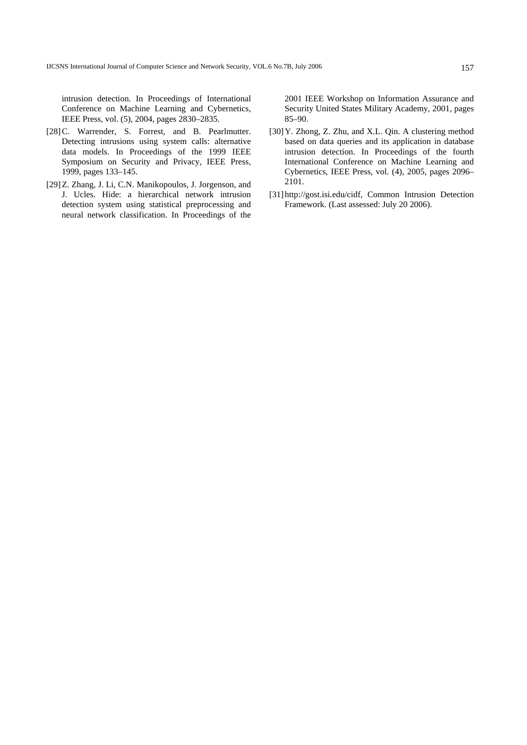intrusion detection. In Proceedings of International Conference on Machine Learning and Cybernetics, IEEE Press, vol. (5), 2004, pages 2830–2835.

[28] C. Warrender, S. Forrest, and B. Pearlmutter. Detecting intrusions using system calls: alternative data models. In Proceedings of the 1999 IEEE Symposium on Security and Privacy, IEEE Press, 1999, pages 133–145.

[29] Z. Zhang, J. Li, C.N. Manikopoulos, J. Jorgenson, and J. Ucles. Hide: a hierarchical network intrusion detection system using statistical preprocessing and neural network classification. In Proceedings of the 2001 IEEE Workshop on Information Assurance and Security United States Military Academy, 2001, pages 85–90.

[30] Y. Zhong, Z. Zhu, and X.L. Qin. A clustering method based on data queries and its application in database intrusion detection. In Proceedings of the fourth International Conference on Machine Learning and Cybernetics, IEEE Press, vol. (4), 2005, pages 2096–2101.

[31] http://gost.isi.edu/cidf, Common Intrusion Detection Framework. (Last assessed: July 20 2006).